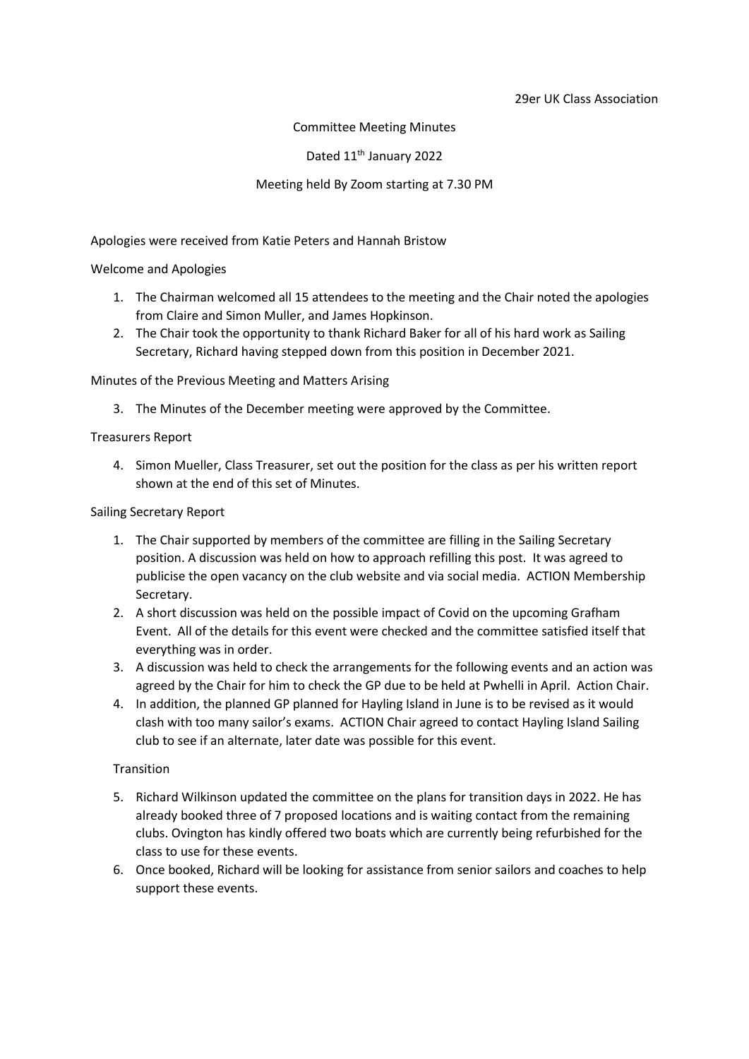29er UK Class Association

Committee Meeting Minutes

Dated 11th January 2022

Meeting held By Zoom starting at 7.30 PM

Apologies were received from Katie Peters and Hannah Bristow

Welcome and Apologies

1. The Chairman welcomed all 15 attendees to the meeting and the Chair noted the apologies from Claire and Simon Muller, and James Hopkinson.
2. The Chair took the opportunity to thank Richard Baker for all of his hard work as Sailing Secretary, Richard having stepped down from this position in December 2021.

Minutes of the Previous Meeting and Matters Arising

3. The Minutes of the December meeting were approved by the Committee.

Treasurers Report

4. Simon Mueller, Class Treasurer, set out the position for the class as per his written report shown at the end of this set of Minutes.

Sailing Secretary Report

1. The Chair supported by members of the committee are filling in the Sailing Secretary position. A discussion was held on how to approach refilling this post. It was agreed to publicise the open vacancy on the club website and via social media. ACTION Membership Secretary.
2. A short discussion was held on the possible impact of Covid on the upcoming Grafham Event. All of the details for this event were checked and the committee satisfied itself that everything was in order.
3. A discussion was held to check the arrangements for the following events and an action was agreed by the Chair for him to check the GP due to be held at Pwhelli in April. Action Chair.
4. In addition, the planned GP planned for Hayling Island in June is to be revised as it would clash with too many sailor's exams. ACTION Chair agreed to contact Hayling Island Sailing club to see if an alternate, later date was possible for this event.

Transition

5. Richard Wilkinson updated the committee on the plans for transition days in 2022. He has already booked three of 7 proposed locations and is waiting contact from the remaining clubs. Ovington has kindly offered two boats which are currently being refurbished for the class to use for these events.
6. Once booked, Richard will be looking for assistance from senior sailors and coaches to help support these events.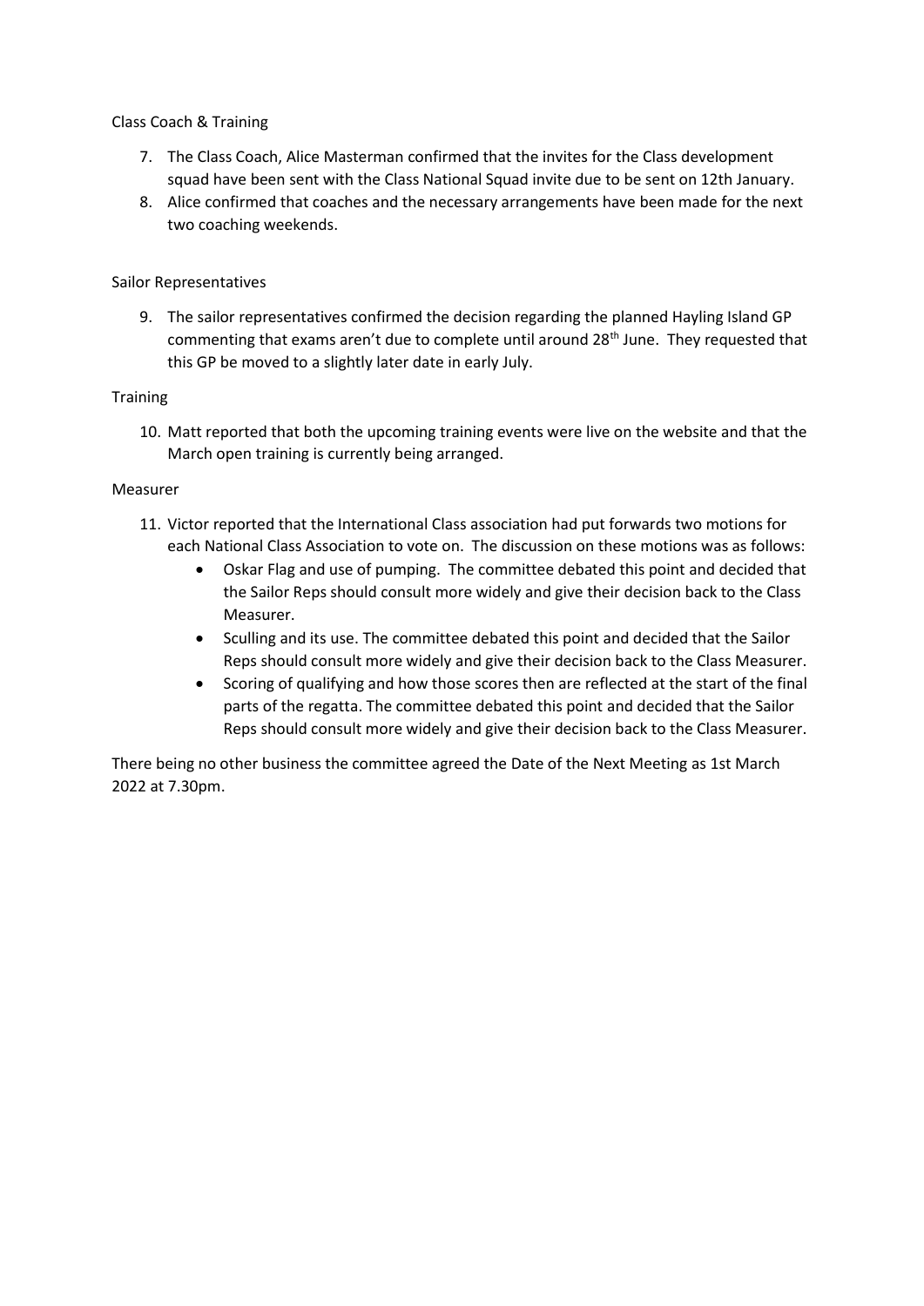Class Coach & Training

7. The Class Coach, Alice Masterman confirmed that the invites for the Class development squad have been sent with the Class National Squad invite due to be sent on 12th January.
8. Alice confirmed that coaches and the necessary arrangements have been made for the next two coaching weekends.

Sailor Representatives

9. The sailor representatives confirmed the decision regarding the planned Hayling Island GP commenting that exams aren't due to complete until around 28th June. They requested that this GP be moved to a slightly later date in early July.

Training

10. Matt reported that both the upcoming training events were live on the website and that the March open training is currently being arranged.

Measurer

11. Victor reported that the International Class association had put forwards two motions for each National Class Association to vote on. The discussion on these motions was as follows:
    - Oskar Flag and use of pumping. The committee debated this point and decided that the Sailor Reps should consult more widely and give their decision back to the Class Measurer.
    - Sculling and its use. The committee debated this point and decided that the Sailor Reps should consult more widely and give their decision back to the Class Measurer.
    - Scoring of qualifying and how those scores then are reflected at the start of the final parts of the regatta. The committee debated this point and decided that the Sailor Reps should consult more widely and give their decision back to the Class Measurer.

There being no other business the committee agreed the Date of the Next Meeting as 1st March 2022 at 7.30pm.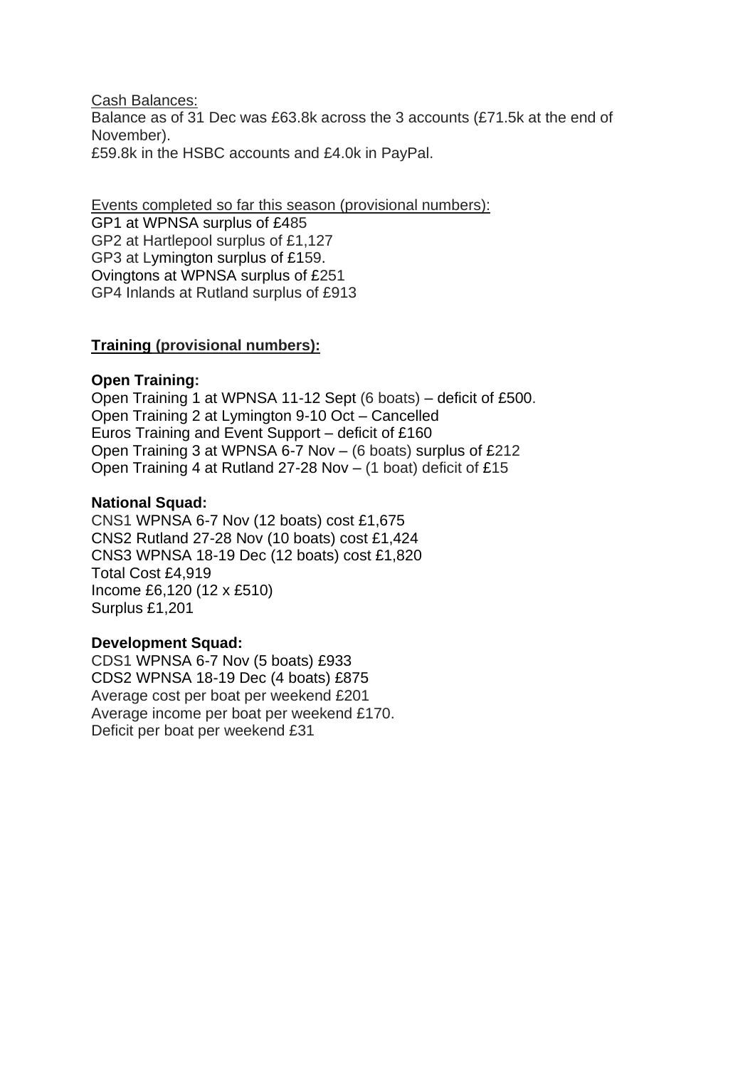Cash Balances:

Balance as of 31 Dec was £63.8k across the 3 accounts (£71.5k at the end of November).
£59.8k in the HSBC accounts and £4.0k in PayPal.

Events completed so far this season (provisional numbers):

GP1 at WPNSA surplus of £485
GP2 at Hartlepool surplus of £1,127
GP3 at Lymington surplus of £159.
Ovingtons at WPNSA surplus of £251
GP4 Inlands at Rutland surplus of £913

**Training (provisional numbers):**

**Open Training:**

Open Training 1 at WPNSA 11-12 Sept (6 boats) – deficit of £500.
Open Training 2 at Lymington 9-10 Oct – Cancelled
Euros Training and Event Support – deficit of £160
Open Training 3 at WPNSA 6-7 Nov – (6 boats) surplus of £212
Open Training 4 at Rutland 27-28 Nov – (1 boat) deficit of £15

**National Squad:**

CNS1 WPNSA 6-7 Nov (12 boats) cost £1,675
CNS2 Rutland 27-28 Nov (10 boats) cost £1,424
CNS3 WPNSA 18-19 Dec (12 boats) cost £1,820
Total Cost £4,919
Income £6,120 (12 x £510)
Surplus £1,201

**Development Squad:**

CDS1 WPNSA 6-7 Nov (5 boats) £933
CDS2 WPNSA 18-19 Dec (4 boats) £875
Average cost per boat per weekend £201
Average income per boat per weekend £170.
Deficit per boat per weekend £31